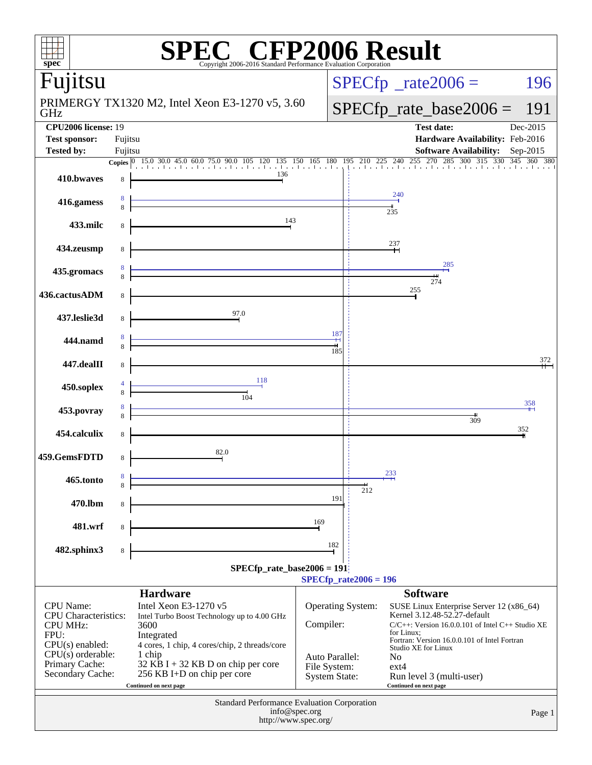# SPEC CFP2006 Result

Copyright 2006-2016 Standard Performance Evaluation Corporation

## Fujitsu

PRIMERGY TX1320 M2, Intel Xeon E3-1270 v5, 3.60 GHz

SPECfp_rate2006 = 196

SPECfp_rate_base2006 = 191

| | | | |
|---|---|---|---|
| **CPU2006 license:** 19 | | **Test date:** | Dec-2015 |
| **Test sponsor:** | Fujitsu | **Hardware Availability:** | Feb-2016 |
| **Tested by:** | Fujitsu | **Software Availability:** | Sep-2015 |

| Benchmark | Copies (peak) | Peak | Copies (base) | Base |
|---|---|---|---|---|
| 410.bwaves | | | 8 | 136 |
| 416.gamess | 8 | 240 | 8 | 235 |
| 433.milc | | | 8 | 143 |
| 434.zeusmp | | | 8 | 237 |
| 435.gromacs | 8 | 285 | 8 | 274 |
| 436.cactusADM | | | 8 | 255 |
| 437.leslie3d | | | 8 | 97.0 |
| 444.namd | 8 | 187 | 8 | 185 |
| 447.dealII | | | 8 | 372 |
| 450.soplex | 4 | 118 | 8 | 104 |
| 453.povray | 8 | 358 | 8 | 309 |
| 454.calculix | | | 8 | 352 |
| 459.GemsFDTD | | | 8 | 82.0 |
| 465.tonto | 8 | 233 | 8 | 212 |
| 470.lbm | | | 8 | 191 |
| 481.wrf | | | 8 | 169 |
| 482.sphinx3 | | | 8 | 182 |

SPECfp_rate_base2006 = 191

SPECfp_rate2006 = 196

## Hardware

| | |
|---|---|
| CPU Name: | Intel Xeon E3-1270 v5 |
| CPU Characteristics: | Intel Turbo Boost Technology up to 4.00 GHz |
| CPU MHz: | 3600 |
| FPU: | Integrated |
| CPU(s) enabled: | 4 cores, 1 chip, 4 cores/chip, 2 threads/core |
| CPU(s) orderable: | 1 chip |
| Primary Cache: | 32 KB I + 32 KB D on chip per core |
| Secondary Cache: | 256 KB I+D on chip per core |

Continued on next page

## Software

| | |
|---|---|
| Operating System: | SUSE Linux Enterprise Server 12 (x86_64) Kernel 3.12.48-52.27-default |
| Compiler: | C/C++: Version 16.0.0.101 of Intel C++ Studio XE for Linux; Fortran: Version 16.0.0.101 of Intel Fortran Studio XE for Linux |
| Auto Parallel: | No |
| File System: | ext4 |
| System State: | Run level 3 (multi-user) |

Continued on next page

Standard Performance Evaluation Corporation
info@spec.org
http://www.spec.org/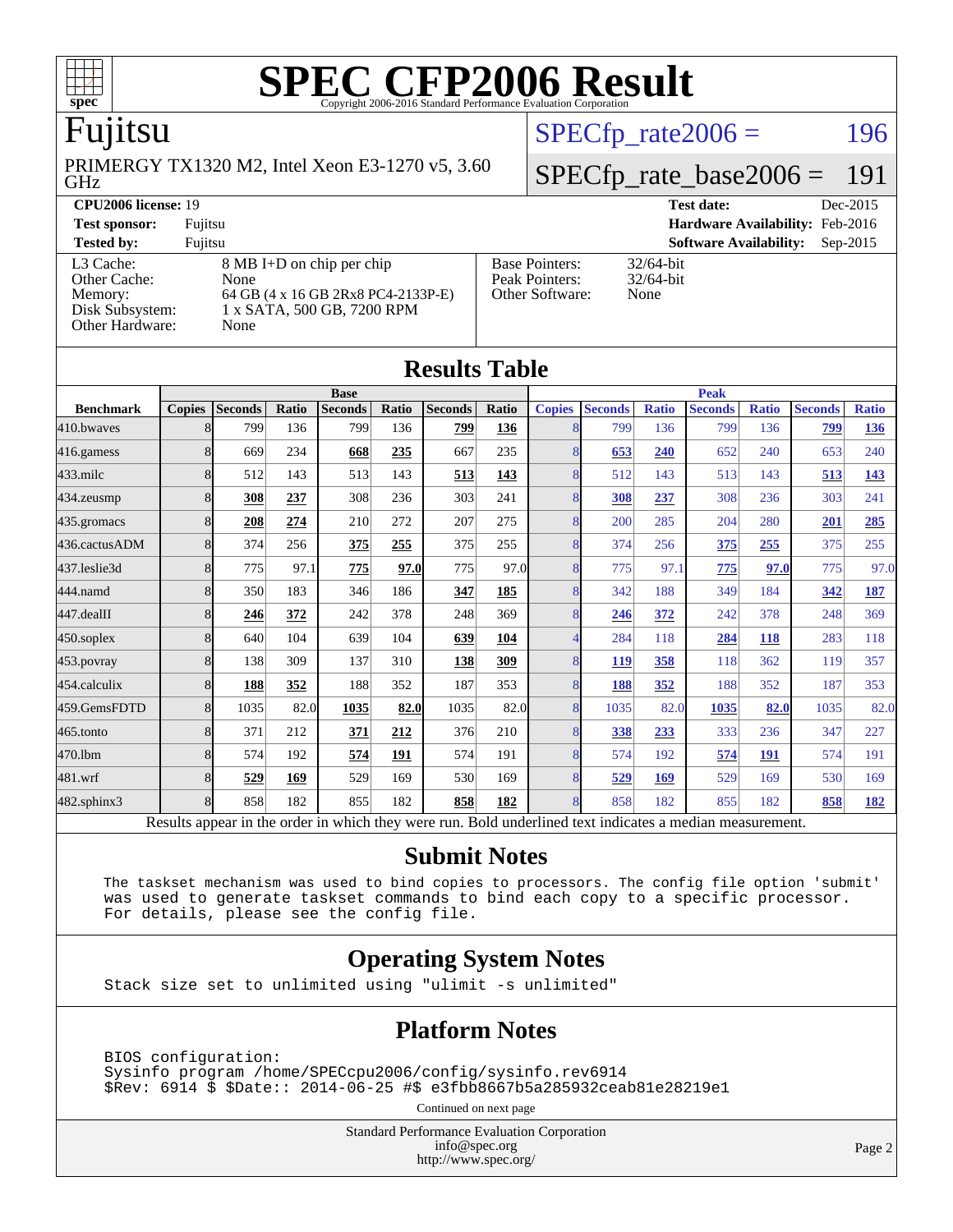# SPEC CFP2006 Result

Copyright 2006-2016 Standard Performance Evaluation Corporation

## Fujitsu

PRIMERGY TX1320 M2, Intel Xeon E3-1270 v5, 3.60 GHz

SPECfp_rate2006 = 196

SPECfp_rate_base2006 = 191

| | | | |
|---|---|---|---|
| **CPU2006 license:** | 19 | **Test date:** | Dec-2015 |
| **Test sponsor:** | Fujitsu | **Hardware Availability:** | Feb-2016 |
| **Tested by:** | Fujitsu | **Software Availability:** | Sep-2015 |

| | |
|---|---|
| L3 Cache: | 8 MB I+D on chip per chip |
| Other Cache: | None |
| Memory: | 64 GB (4 x 16 GB 2Rx8 PC4-2133P-E) |
| Disk Subsystem: | 1 x SATA, 500 GB, 7200 RPM |
| Other Hardware: | None |

| | |
|---|---|
| Base Pointers: | 32/64-bit |
| Peak Pointers: | 32/64-bit |
| Other Software: | None |

## Results Table

| | Base | | | | | | | Peak | | | | | | |
|---|---|---|---|---|---|---|---|---|---|---|---|---|---|---|
| **Benchmark** | **Copies** | **Seconds** | **Ratio** | **Seconds** | **Ratio** | **Seconds** | **Ratio** | **Copies** | **Seconds** | **Ratio** | **Seconds** | **Ratio** | **Seconds** | **Ratio** |
| 410.bwaves | 8 | 799 | 136 | 799 | 136 | **799** | **136** | 8 | 799 | 136 | 799 | 136 | **799** | **136** |
| 416.gamess | 8 | 669 | 234 | **668** | **235** | 667 | 235 | 8 | **653** | **240** | 652 | 240 | 653 | 240 |
| 433.milc | 8 | 512 | 143 | 513 | 143 | **513** | **143** | 8 | 512 | 143 | 513 | 143 | **513** | **143** |
| 434.zeusmp | 8 | **308** | **237** | 308 | 236 | 303 | 241 | 8 | **308** | **237** | 308 | 236 | 303 | 241 |
| 435.gromacs | 8 | **208** | **274** | 210 | 272 | 207 | 275 | 8 | 200 | 285 | 204 | 280 | **201** | **285** |
| 436.cactusADM | 8 | 374 | 256 | **375** | **255** | 375 | 255 | 8 | 374 | 256 | **375** | **255** | 375 | 255 |
| 437.leslie3d | 8 | 775 | 97.1 | **775** | **97.0** | 775 | 97.0 | 8 | 775 | 97.1 | **775** | **97.0** | 775 | 97.0 |
| 444.namd | 8 | 350 | 183 | 346 | 186 | **347** | **185** | 8 | 342 | 188 | 349 | 184 | **342** | **187** |
| 447.dealII | 8 | **246** | **372** | 242 | 378 | 248 | 369 | 8 | **246** | **372** | 242 | 378 | 248 | 369 |
| 450.soplex | 8 | 640 | 104 | 639 | 104 | **639** | **104** | 4 | 284 | 118 | **284** | **118** | 283 | 118 |
| 453.povray | 8 | 138 | 309 | 137 | 310 | **138** | **309** | 8 | **119** | **358** | 118 | 362 | 119 | 357 |
| 454.calculix | 8 | **188** | **352** | 188 | 352 | 187 | 353 | 8 | **188** | **352** | 188 | 352 | 187 | 353 |
| 459.GemsFDTD | 8 | 1035 | 82.0 | **1035** | **82.0** | 1035 | 82.0 | 8 | 1035 | 82.0 | **1035** | **82.0** | 1035 | 82.0 |
| 465.tonto | 8 | 371 | 212 | **371** | **212** | 376 | 210 | 8 | **338** | **233** | 333 | 236 | 347 | 227 |
| 470.lbm | 8 | 574 | 192 | **574** | **191** | 574 | 191 | 8 | 574 | 192 | **574** | **191** | 574 | 191 |
| 481.wrf | 8 | **529** | **169** | 529 | 169 | 530 | 169 | 8 | **529** | **169** | 529 | 169 | 530 | 169 |
| 482.sphinx3 | 8 | 858 | 182 | 855 | 182 | **858** | **182** | 8 | 858 | 182 | 855 | 182 | **858** | **182** |

Results appear in the order in which they were run. Bold underlined text indicates a median measurement.

## Submit Notes

```
The taskset mechanism was used to bind copies to processors. The config file option 'submit'
was used to generate taskset commands to bind each copy to a specific processor.
For details, please see the config file.
```

## Operating System Notes

```
Stack size set to unlimited using "ulimit -s unlimited"
```

## Platform Notes

```
BIOS configuration:
Sysinfo program /home/SPECcpu2006/config/sysinfo.rev6914
$Rev: 6914 $ $Date:: 2014-06-25 #$ e3fbb8667b5a285932ceab81e28219e1
```

Continued on next page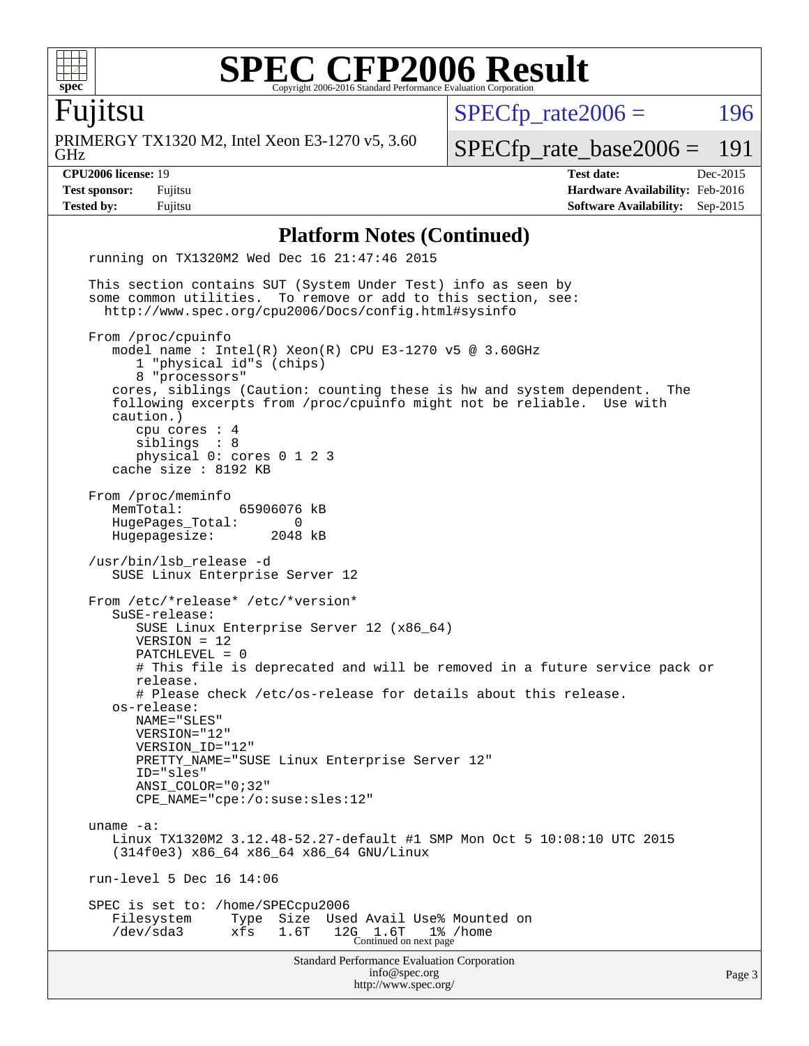# SPEC CFP2006 Result

Copyright 2006-2016 Standard Performance Evaluation Corporation

**Fujitsu**

PRIMERGY TX1320 M2, Intel Xeon E3-1270 v5, 3.60 GHz

SPECfp_rate2006 = 196

SPECfp_rate_base2006 = 191

| | | | |
|---|---|---|---|
| **CPU2006 license:** 19 | | **Test date:** | Dec-2015 |
| **Test sponsor:** | Fujitsu | **Hardware Availability:** | Feb-2016 |
| **Tested by:** | Fujitsu | **Software Availability:** | Sep-2015 |

## Platform Notes (Continued)

```
running on TX1320M2 Wed Dec 16 21:47:46 2015

This section contains SUT (System Under Test) info as seen by
some common utilities.  To remove or add to this section, see:
  http://www.spec.org/cpu2006/Docs/config.html#sysinfo

From /proc/cpuinfo
   model name : Intel(R) Xeon(R) CPU E3-1270 v5 @ 3.60GHz
      1 "physical id"s (chips)
      8 "processors"
   cores, siblings (Caution: counting these is hw and system dependent.  The
   following excerpts from /proc/cpuinfo might not be reliable.  Use with
   caution.)
      cpu cores : 4
      siblings  : 8
      physical 0: cores 0 1 2 3
   cache size : 8192 KB

From /proc/meminfo
   MemTotal:       65906076 kB
   HugePages_Total:       0
   Hugepagesize:       2048 kB

/usr/bin/lsb_release -d
   SUSE Linux Enterprise Server 12

From /etc/*release* /etc/*version*
   SuSE-release:
      SUSE Linux Enterprise Server 12 (x86_64)
      VERSION = 12
      PATCHLEVEL = 0
      # This file is deprecated and will be removed in a future service pack or
      release.
      # Please check /etc/os-release for details about this release.
   os-release:
      NAME="SLES"
      VERSION="12"
      VERSION_ID="12"
      PRETTY_NAME="SUSE Linux Enterprise Server 12"
      ID="sles"
      ANSI_COLOR="0;32"
      CPE_NAME="cpe:/o:suse:sles:12"

uname -a:
   Linux TX1320M2 3.12.48-52.27-default #1 SMP Mon Oct 5 10:08:10 UTC 2015
   (314f0e3) x86_64 x86_64 x86_64 GNU/Linux

run-level 5 Dec 16 14:06

SPEC is set to: /home/SPECcpu2006
   Filesystem     Type  Size  Used Avail Use% Mounted on
   /dev/sda3      xfs   1.6T   12G  1.6T   1% /home
```

Continued on next page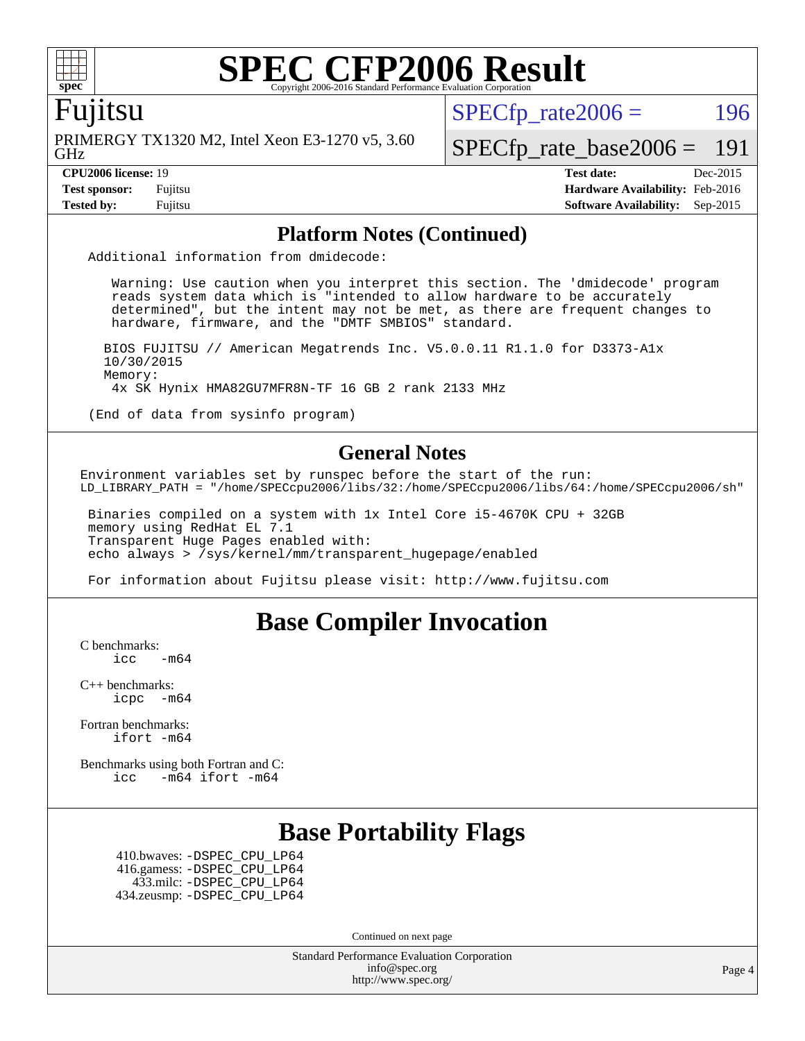# SPEC CFP2006 Result

Copyright 2006-2016 Standard Performance Evaluation Corporation

**Fujitsu**

PRIMERGY TX1320 M2, Intel Xeon E3-1270 v5, 3.60 GHz

SPECfp_rate2006 = 196

SPECfp_rate_base2006 = 191

| | | | |
|---|---|---|---|
| **CPU2006 license:** 19 | | **Test date:** | Dec-2015 |
| **Test sponsor:** | Fujitsu | **Hardware Availability:** | Feb-2016 |
| **Tested by:** | Fujitsu | **Software Availability:** | Sep-2015 |

## Platform Notes (Continued)

```
Additional information from dmidecode:

   Warning: Use caution when you interpret this section. The 'dmidecode' program
   reads system data which is "intended to allow hardware to be accurately
   determined", but the intent may not be met, as there are frequent changes to
   hardware, firmware, and the "DMTF SMBIOS" standard.

  BIOS FUJITSU // American Megatrends Inc. V5.0.0.11 R1.1.0 for D3373-A1x
  10/30/2015
  Memory:
   4x SK Hynix HMA82GU7MFR8N-TF 16 GB 2 rank 2133 MHz

(End of data from sysinfo program)
```

## General Notes

```
Environment variables set by runspec before the start of the run:
LD_LIBRARY_PATH = "/home/SPECcpu2006/libs/32:/home/SPECcpu2006/libs/64:/home/SPECcpu2006/sh"

 Binaries compiled on a system with 1x Intel Core i5-4670K CPU + 32GB
 memory using RedHat EL 7.1
 Transparent Huge Pages enabled with:
 echo always > /sys/kernel/mm/transparent_hugepage/enabled

 For information about Fujitsu please visit: http://www.fujitsu.com
```

## Base Compiler Invocation

C benchmarks:
```
icc   -m64
```

C++ benchmarks:
```
icpc  -m64
```

Fortran benchmarks:
```
ifort -m64
```

Benchmarks using both Fortran and C:
```
icc   -m64 ifort -m64
```

## Base Portability Flags

410.bwaves: -DSPEC_CPU_LP64
416.gamess: -DSPEC_CPU_LP64
433.milc: -DSPEC_CPU_LP64
434.zeusmp: -DSPEC_CPU_LP64

Continued on next page

Standard Performance Evaluation Corporation
info@spec.org
http://www.spec.org/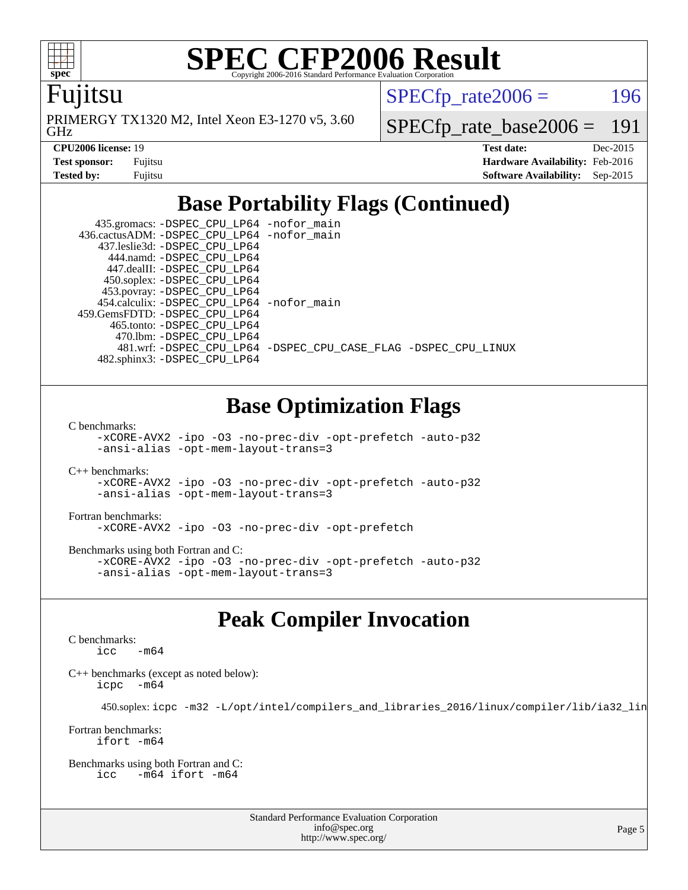# SPEC CFP2006 Result

Copyright 2006-2016 Standard Performance Evaluation Corporation

**Fujitsu**

PRIMERGY TX1320 M2, Intel Xeon E3-1270 v5, 3.60 GHz

SPECfp_rate2006 = 196

SPECfp_rate_base2006 = 191

| | | | |
|---|---|---|---|
| **CPU2006 license:** 19 | | **Test date:** | Dec-2015 |
| **Test sponsor:** | Fujitsu | **Hardware Availability:** | Feb-2016 |
| **Tested by:** | Fujitsu | **Software Availability:** | Sep-2015 |

## Base Portability Flags (Continued)

```
      435.gromacs: -DSPEC_CPU_LP64 -nofor_main
    436.cactusADM: -DSPEC_CPU_LP64 -nofor_main
      437.leslie3d: -DSPEC_CPU_LP64
         444.namd: -DSPEC_CPU_LP64
        447.dealII: -DSPEC_CPU_LP64
       450.soplex: -DSPEC_CPU_LP64
       453.povray: -DSPEC_CPU_LP64
      454.calculix: -DSPEC_CPU_LP64 -nofor_main
    459.GemsFDTD: -DSPEC_CPU_LP64
        465.tonto: -DSPEC_CPU_LP64
          470.lbm: -DSPEC_CPU_LP64
          481.wrf: -DSPEC_CPU_LP64 -DSPEC_CPU_CASE_FLAG -DSPEC_CPU_LINUX
      482.sphinx3: -DSPEC_CPU_LP64
```

## Base Optimization Flags

C benchmarks:
```
-xCORE-AVX2 -ipo -O3 -no-prec-div -opt-prefetch -auto-p32
-ansi-alias -opt-mem-layout-trans=3
```

C++ benchmarks:
```
-xCORE-AVX2 -ipo -O3 -no-prec-div -opt-prefetch -auto-p32
-ansi-alias -opt-mem-layout-trans=3
```

Fortran benchmarks:
```
-xCORE-AVX2 -ipo -O3 -no-prec-div -opt-prefetch
```

Benchmarks using both Fortran and C:
```
-xCORE-AVX2 -ipo -O3 -no-prec-div -opt-prefetch -auto-p32
-ansi-alias -opt-mem-layout-trans=3
```

## Peak Compiler Invocation

C benchmarks:
```
icc   -m64
```

C++ benchmarks (except as noted below):
```
icpc  -m64
```

450.soplex: `icpc -m32 -L/opt/intel/compilers_and_libraries_2016/linux/compiler/lib/ia32_lin`

Fortran benchmarks:
```
ifort -m64
```

Benchmarks using both Fortran and C:
```
icc   -m64 ifort -m64
```

Standard Performance Evaluation Corporation
info@spec.org
http://www.spec.org/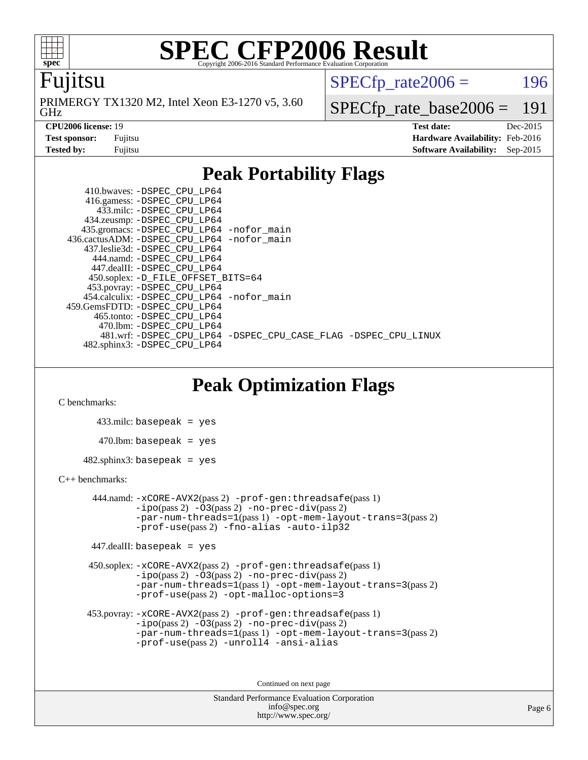# SPEC CFP2006 Result

Copyright 2006-2016 Standard Performance Evaluation Corporation

**Fujitsu**

PRIMERGY TX1320 M2, Intel Xeon E3-1270 v5, 3.60 GHz

SPECfp_rate2006 = 196

SPECfp_rate_base2006 = 191

| | | | |
|---|---|---|---|
| **CPU2006 license:** 19 | | **Test date:** | Dec-2015 |
| **Test sponsor:** | Fujitsu | **Hardware Availability:** | Feb-2016 |
| **Tested by:** | Fujitsu | **Software Availability:** | Sep-2015 |

## Peak Portability Flags

410.bwaves: -DSPEC_CPU_LP64
416.gamess: -DSPEC_CPU_LP64
433.milc: -DSPEC_CPU_LP64
434.zeusmp: -DSPEC_CPU_LP64
435.gromacs: -DSPEC_CPU_LP64 -nofor_main
436.cactusADM: -DSPEC_CPU_LP64 -nofor_main
437.leslie3d: -DSPEC_CPU_LP64
444.namd: -DSPEC_CPU_LP64
447.dealII: -DSPEC_CPU_LP64
450.soplex: -D_FILE_OFFSET_BITS=64
453.povray: -DSPEC_CPU_LP64
454.calculix: -DSPEC_CPU_LP64 -nofor_main
459.GemsFDTD: -DSPEC_CPU_LP64
465.tonto: -DSPEC_CPU_LP64
470.lbm: -DSPEC_CPU_LP64
481.wrf: -DSPEC_CPU_LP64 -DSPEC_CPU_CASE_FLAG -DSPEC_CPU_LINUX
482.sphinx3: -DSPEC_CPU_LP64

## Peak Optimization Flags

C benchmarks:

433.milc: basepeak = yes

470.lbm: basepeak = yes

482.sphinx3: basepeak = yes

C++ benchmarks:

444.namd: -xCORE-AVX2(pass 2) -prof-gen:threadsafe(pass 1) -ipo(pass 2) -O3(pass 2) -no-prec-div(pass 2) -par-num-threads=1(pass 1) -opt-mem-layout-trans=3(pass 2) -prof-use(pass 2) -fno-alias -auto-ilp32

447.dealII: basepeak = yes

450.soplex: -xCORE-AVX2(pass 2) -prof-gen:threadsafe(pass 1) -ipo(pass 2) -O3(pass 2) -no-prec-div(pass 2) -par-num-threads=1(pass 1) -opt-mem-layout-trans=3(pass 2) -prof-use(pass 2) -opt-malloc-options=3

453.povray: -xCORE-AVX2(pass 2) -prof-gen:threadsafe(pass 1) -ipo(pass 2) -O3(pass 2) -no-prec-div(pass 2) -par-num-threads=1(pass 1) -opt-mem-layout-trans=3(pass 2) -prof-use(pass 2) -unroll4 -ansi-alias

Continued on next page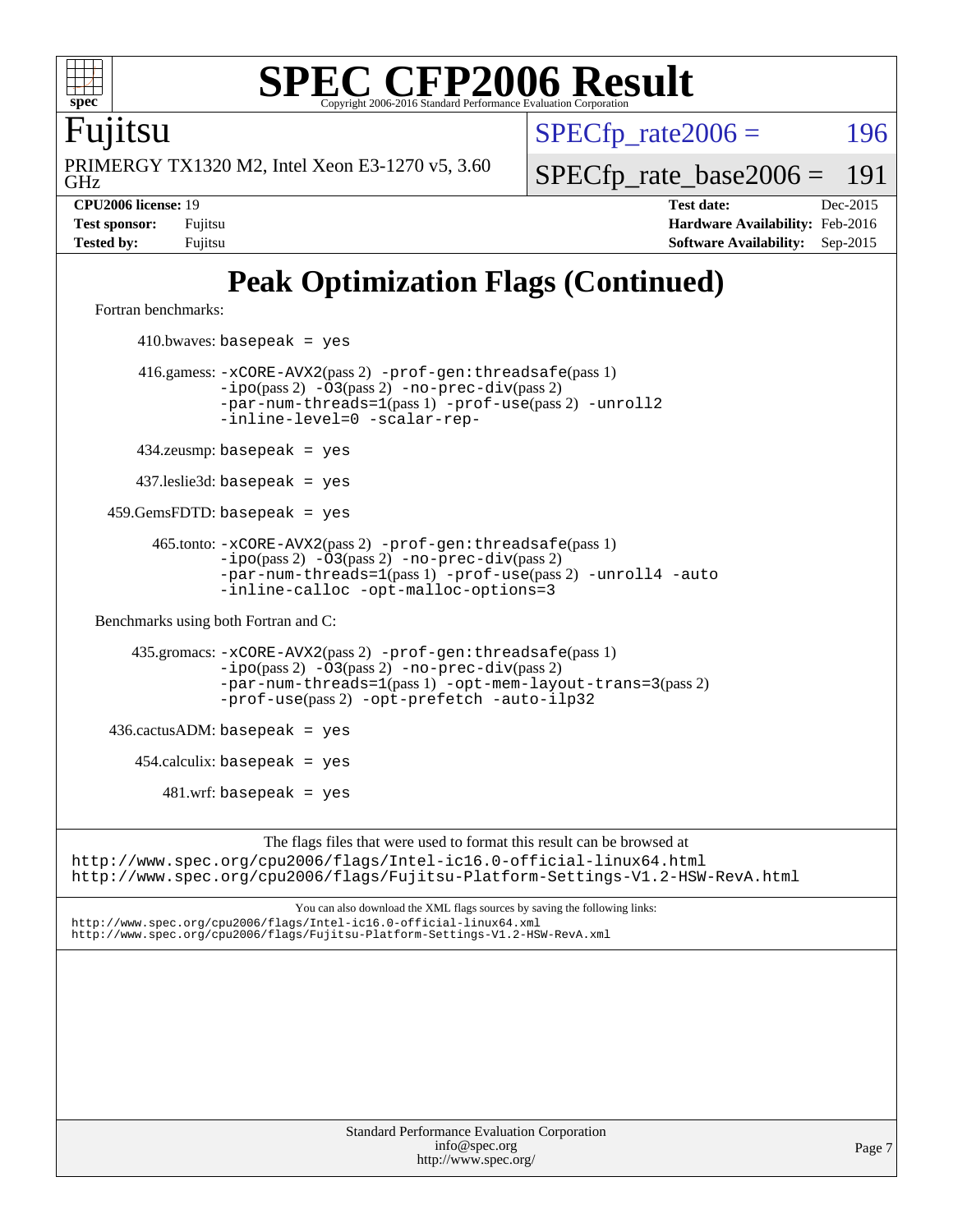# SPEC CFP2006 Result

Copyright 2006-2016 Standard Performance Evaluation Corporation

**Fujitsu**

PRIMERGY TX1320 M2, Intel Xeon E3-1270 v5, 3.60 GHz

SPECfp_rate2006 = 196

SPECfp_rate_base2006 = 191

| | | | |
|---|---|---|---|
| **CPU2006 license:** 19 | | **Test date:** | Dec-2015 |
| **Test sponsor:** | Fujitsu | **Hardware Availability:** | Feb-2016 |
| **Tested by:** | Fujitsu | **Software Availability:** | Sep-2015 |

## Peak Optimization Flags (Continued)

Fortran benchmarks:

410.bwaves: `basepeak = yes`

416.gamess: `-xCORE-AVX2`(pass 2) `-prof-gen:threadsafe`(pass 1) `-ipo`(pass 2) `-O3`(pass 2) `-no-prec-div`(pass 2) `-par-num-threads=1`(pass 1) `-prof-use`(pass 2) `-unroll2` `-inline-level=0` `-scalar-rep-`

434.zeusmp: `basepeak = yes`

437.leslie3d: `basepeak = yes`

459.GemsFDTD: `basepeak = yes`

465.tonto: `-xCORE-AVX2`(pass 2) `-prof-gen:threadsafe`(pass 1) `-ipo`(pass 2) `-O3`(pass 2) `-no-prec-div`(pass 2) `-par-num-threads=1`(pass 1) `-prof-use`(pass 2) `-unroll4` `-auto` `-inline-calloc` `-opt-malloc-options=3`

Benchmarks using both Fortran and C:

435.gromacs: `-xCORE-AVX2`(pass 2) `-prof-gen:threadsafe`(pass 1) `-ipo`(pass 2) `-O3`(pass 2) `-no-prec-div`(pass 2) `-par-num-threads=1`(pass 1) `-opt-mem-layout-trans=3`(pass 2) `-prof-use`(pass 2) `-opt-prefetch` `-auto-ilp32`

436.cactusADM: `basepeak = yes`

454.calculix: `basepeak = yes`

481.wrf: `basepeak = yes`

The flags files that were used to format this result can be browsed at
http://www.spec.org/cpu2006/flags/Intel-ic16.0-official-linux64.html
http://www.spec.org/cpu2006/flags/Fujitsu-Platform-Settings-V1.2-HSW-RevA.html

You can also download the XML flags sources by saving the following links:
http://www.spec.org/cpu2006/flags/Intel-ic16.0-official-linux64.xml
http://www.spec.org/cpu2006/flags/Fujitsu-Platform-Settings-V1.2-HSW-RevA.xml

Standard Performance Evaluation Corporation
info@spec.org
http://www.spec.org/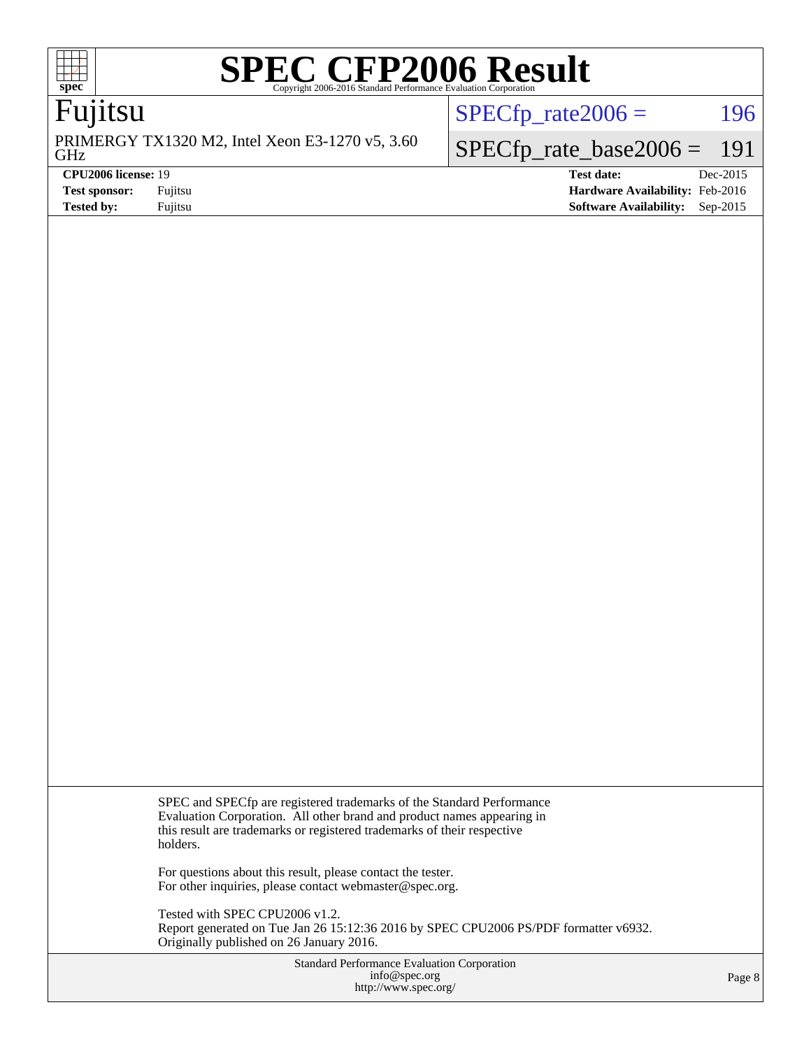SPEC and SPECfp are registered trademarks of the Standard Performance Evaluation Corporation. All other brand and product names appearing in this result are trademarks or registered trademarks of their respective holders.

For questions about this result, please contact the tester.
For other inquiries, please contact webmaster@spec.org.

Tested with SPEC CPU2006 v1.2.
Report generated on Tue Jan 26 15:12:36 2016 by SPEC CPU2006 PS/PDF formatter v6932.
Originally published on 26 January 2016.